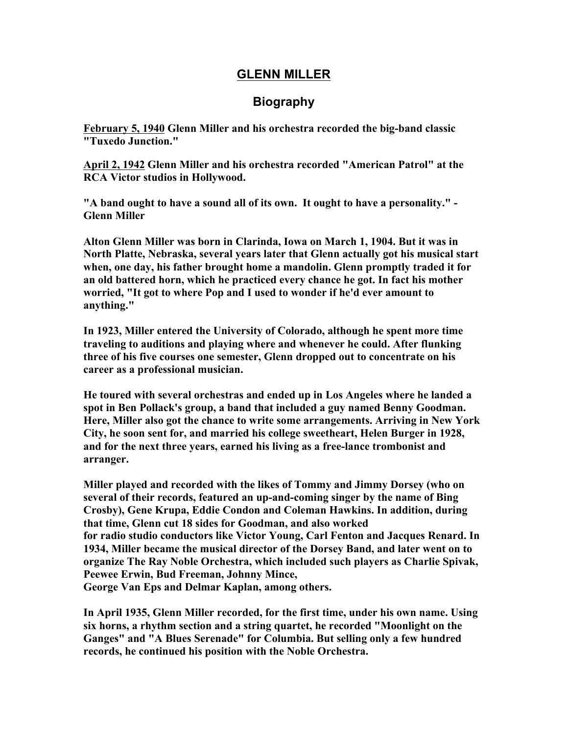# GLENN MILLER

## Biography

**February 5, 1940 Glenn Miller and his orchestra recorded the big-band classic "Tuxedo Junction."**

**April 2, 1942 Glenn Miller and his orchestra recorded "American Patrol" at the RCA Victor studios in Hollywood.**

**"A band ought to have a sound all of its own. It ought to have a personality." - Glenn Miller**

**Alton Glenn Miller was born in Clarinda, Iowa on March 1, 1904. But it was in North Platte, Nebraska, several years later that Glenn actually got his musical start when, one day, his father brought home a mandolin. Glenn promptly traded it for an old battered horn, which he practiced every chance he got. In fact his mother worried, "It got to where Pop and I used to wonder if he'd ever amount to anything."**

**In 1923, Miller entered the University of Colorado, although he spent more time traveling to auditions and playing where and whenever he could. After flunking three of his five courses one semester, Glenn dropped out to concentrate on his career as a professional musician.**

**He toured with several orchestras and ended up in Los Angeles where he landed a spot in Ben Pollack's group, a band that included a guy named Benny Goodman. Here, Miller also got the chance to write some arrangements. Arriving in New York City, he soon sent for, and married his college sweetheart, Helen Burger in 1928, and for the next three years, earned his living as a free-lance trombonist and arranger.**

**Miller played and recorded with the likes of Tommy and Jimmy Dorsey (who on several of their records, featured an up-and-coming singer by the name of Bing Crosby), Gene Krupa, Eddie Condon and Coleman Hawkins. In addition, during that time, Glenn cut 18 sides for Goodman, and also worked for radio studio conductors like Victor Young, Carl Fenton and Jacques Renard. In 1934, Miller became the musical director of the Dorsey Band, and later went on to organize The Ray Noble Orchestra, which included such players as Charlie Spivak, Peewee Erwin, Bud Freeman, Johnny Mince, George Van Eps and Delmar Kaplan, among others.**

**In April 1935, Glenn Miller recorded, for the first time, under his own name. Using six horns, a rhythm section and a string quartet, he recorded "Moonlight on the Ganges" and "A Blues Serenade" for Columbia. But selling only a few hundred records, he continued his position with the Noble Orchestra.**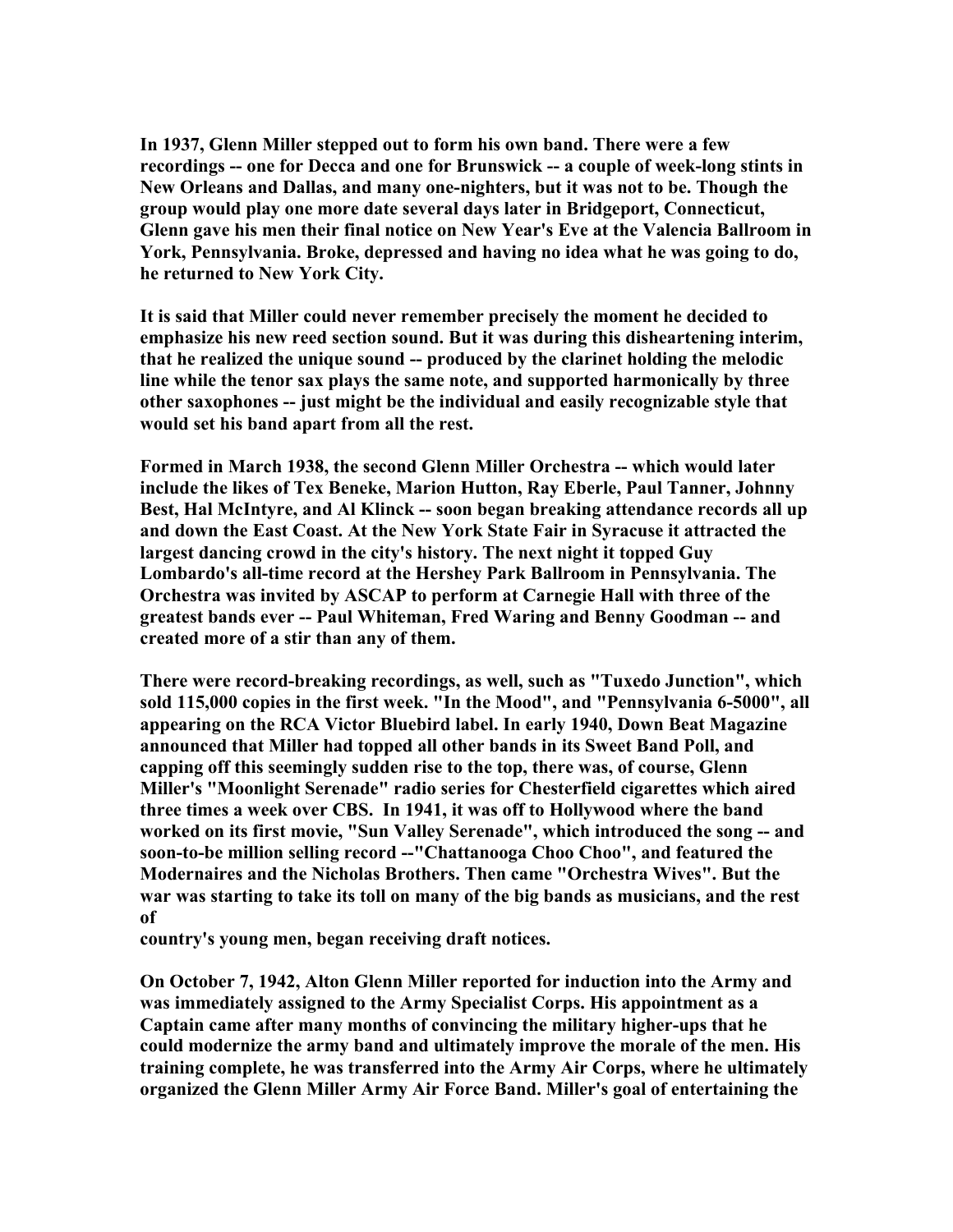**In 1937, Glenn Miller stepped out to form his own band. There were a few recordings -- one for Decca and one for Brunswick -- a couple of week-long stints in New Orleans and Dallas, and many one-nighters, but it was not to be. Though the group would play one more date several days later in Bridgeport, Connecticut, Glenn gave his men their final notice on New Year's Eve at the Valencia Ballroom in York, Pennsylvania. Broke, depressed and having no idea what he was going to do, he returned to New York City.**

**It is said that Miller could never remember precisely the moment he decided to emphasize his new reed section sound. But it was during this disheartening interim, that he realized the unique sound -- produced by the clarinet holding the melodic line while the tenor sax plays the same note, and supported harmonically by three other saxophones -- just might be the individual and easily recognizable style that would set his band apart from all the rest.**

**Formed in March 1938, the second Glenn Miller Orchestra -- which would later include the likes of Tex Beneke, Marion Hutton, Ray Eberle, Paul Tanner, Johnny Best, Hal McIntyre, and Al Klinck -- soon began breaking attendance records all up and down the East Coast. At the New York State Fair in Syracuse it attracted the largest dancing crowd in the city's history. The next night it topped Guy Lombardo's all-time record at the Hershey Park Ballroom in Pennsylvania. The Orchestra was invited by ASCAP to perform at Carnegie Hall with three of the greatest bands ever -- Paul Whiteman, Fred Waring and Benny Goodman -- and created more of a stir than any of them.**

**There were record-breaking recordings, as well, such as "Tuxedo Junction", which sold 115,000 copies in the first week. "In the Mood", and "Pennsylvania 6-5000", all appearing on the RCA Victor Bluebird label. In early 1940, Down Beat Magazine announced that Miller had topped all other bands in its Sweet Band Poll, and capping off this seemingly sudden rise to the top, there was, of course, Glenn Miller's "Moonlight Serenade" radio series for Chesterfield cigarettes which aired three times a week over CBS. In 1941, it was off to Hollywood where the band worked on its first movie, "Sun Valley Serenade", which introduced the song -- and soon-to-be million selling record --"Chattanooga Choo Choo", and featured the Modernaires and the Nicholas Brothers. Then came "Orchestra Wives". But the war was starting to take its toll on many of the big bands as musicians, and the rest of country's young men, began receiving draft notices.**

**On October 7, 1942, Alton Glenn Miller reported for induction into the Army and was immediately assigned to the Army Specialist Corps. His appointment as a Captain came after many months of convincing the military higher-ups that he could modernize the army band and ultimately improve the morale of the men. His training complete, he was transferred into the Army Air Corps, where he ultimately organized the Glenn Miller Army Air Force Band. Miller's goal of entertaining the**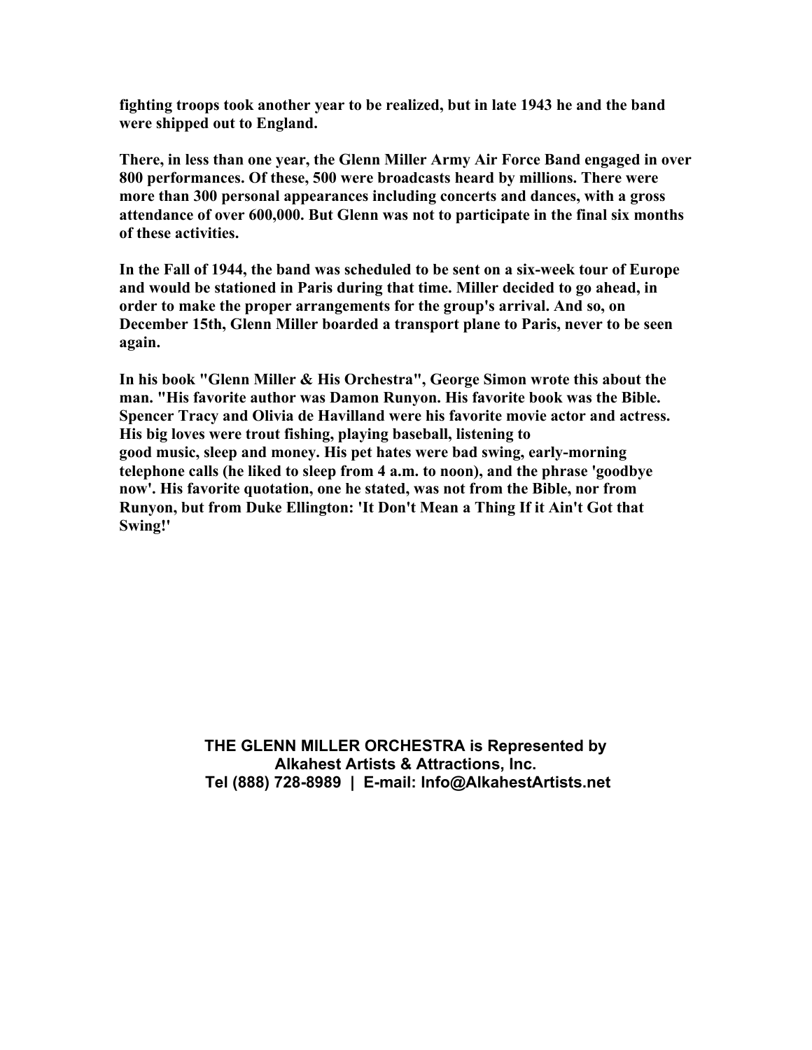**fighting troops took another year to be realized, but in late 1943 he and the band were shipped out to England.**

**There, in less than one year, the Glenn Miller Army Air Force Band engaged in over 800 performances. Of these, 500 were broadcasts heard by millions. There were more than 300 personal appearances including concerts and dances, with a gross attendance of over 600,000. But Glenn was not to participate in the final six months of these activities.**

**In the Fall of 1944, the band was scheduled to be sent on a six-week tour of Europe and would be stationed in Paris during that time. Miller decided to go ahead, in order to make the proper arrangements for the group's arrival. And so, on December 15th, Glenn Miller boarded a transport plane to Paris, never to be seen again.**

**In his book "Glenn Miller & His Orchestra", George Simon wrote this about the man. "His favorite author was Damon Runyon. His favorite book was the Bible. Spencer Tracy and Olivia de Havilland were his favorite movie actor and actress. His big loves were trout fishing, playing baseball, listening to good music, sleep and money. His pet hates were bad swing, early-morning telephone calls (he liked to sleep from 4 a.m. to noon), and the phrase 'goodbye now'. His favorite quotation, one he stated, was not from the Bible, nor from Runyon, but from Duke Ellington: 'It Don't Mean a Thing If it Ain't Got that Swing!'**

**THE GLENN MILLER ORCHESTRA is Represented by**
**Alkahest Artists & Attractions, Inc.**
**Tel (888) 728-8989 | E-mail: Info@AlkahestArtists.net**